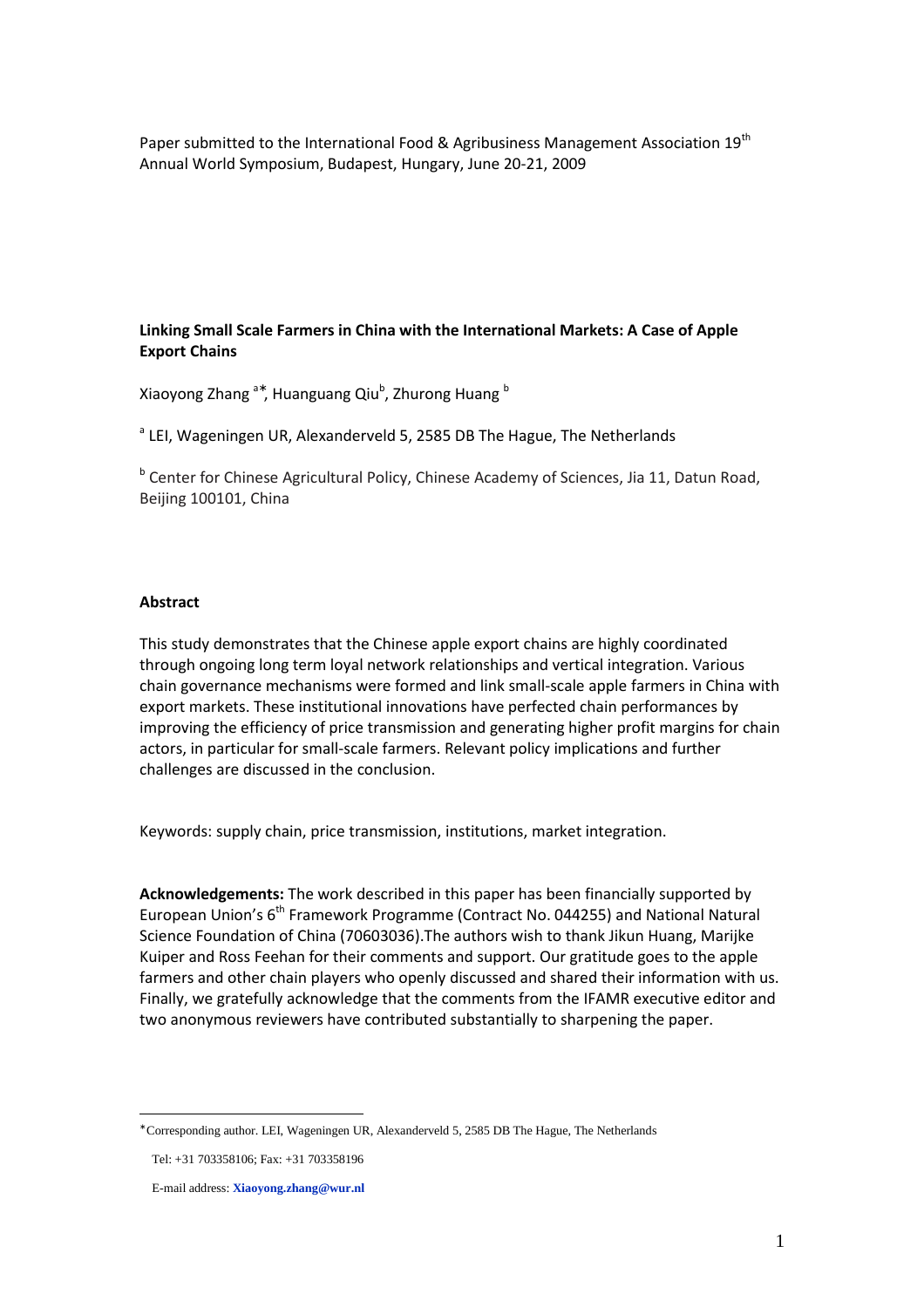Paper submitted to the International Food & Agribusiness Management Association 19th Annual World Symposium, Budapest, Hungary, June 20-21, 2009

**Linking Small Scale Farmers in China with the International Markets: A Case of Apple Export Chains**

Xiaoyong Zhang [a*], Huanguang Qiu[b], Zhurong Huang [b]

[a] LEI, Wageningen UR, Alexanderveld 5, 2585 DB The Hague, The Netherlands

[b] Center for Chinese Agricultural Policy, Chinese Academy of Sciences, Jia 11, Datun Road, Beijing 100101, China

**Abstract**

This study demonstrates that the Chinese apple export chains are highly coordinated through ongoing long term loyal network relationships and vertical integration. Various chain governance mechanisms were formed and link small-scale apple farmers in China with export markets. These institutional innovations have perfected chain performances by improving the efficiency of price transmission and generating higher profit margins for chain actors, in particular for small-scale farmers. Relevant policy implications and further challenges are discussed in the conclusion.

Keywords: supply chain, price transmission, institutions, market integration.

**Acknowledgements:** The work described in this paper has been financially supported by European Union's 6th Framework Programme (Contract No. 044255) and National Natural Science Foundation of China (70603036).The authors wish to thank Jikun Huang, Marijke Kuiper and Ross Feehan for their comments and support. Our gratitude goes to the apple farmers and other chain players who openly discussed and shared their information with us. Finally, we gratefully acknowledge that the comments from the IFAMR executive editor and two anonymous reviewers have contributed substantially to sharpening the paper.

---

*Corresponding author. LEI, Wageningen UR, Alexanderveld 5, 2585 DB The Hague, The Netherlands

Tel: +31 703358106; Fax: +31 703358196

E-mail address: **Xiaoyong.zhang@wur.nl**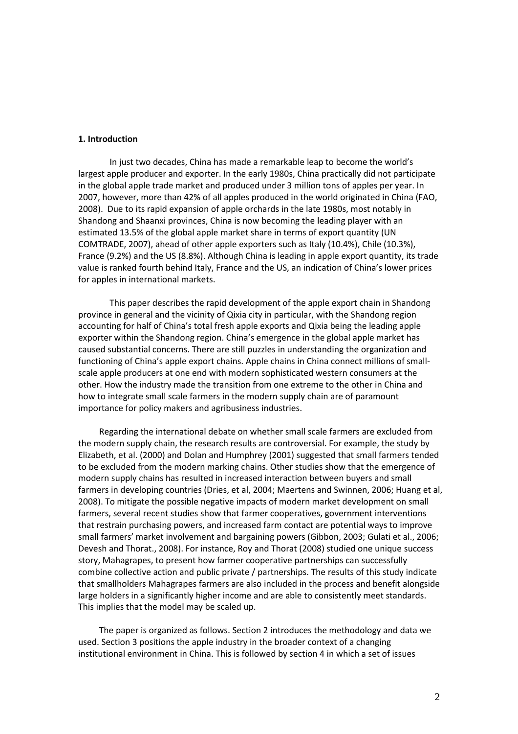## 1. Introduction

In just two decades, China has made a remarkable leap to become the world's largest apple producer and exporter. In the early 1980s, China practically did not participate in the global apple trade market and produced under 3 million tons of apples per year. In 2007, however, more than 42% of all apples produced in the world originated in China (FAO, 2008). Due to its rapid expansion of apple orchards in the late 1980s, most notably in Shandong and Shaanxi provinces, China is now becoming the leading player with an estimated 13.5% of the global apple market share in terms of export quantity (UN COMTRADE, 2007), ahead of other apple exporters such as Italy (10.4%), Chile (10.3%), France (9.2%) and the US (8.8%). Although China is leading in apple export quantity, its trade value is ranked fourth behind Italy, France and the US, an indication of China's lower prices for apples in international markets.

This paper describes the rapid development of the apple export chain in Shandong province in general and the vicinity of Qixia city in particular, with the Shandong region accounting for half of China's total fresh apple exports and Qixia being the leading apple exporter within the Shandong region. China's emergence in the global apple market has caused substantial concerns. There are still puzzles in understanding the organization and functioning of China's apple export chains. Apple chains in China connect millions of small-scale apple producers at one end with modern sophisticated western consumers at the other. How the industry made the transition from one extreme to the other in China and how to integrate small scale farmers in the modern supply chain are of paramount importance for policy makers and agribusiness industries.

Regarding the international debate on whether small scale farmers are excluded from the modern supply chain, the research results are controversial. For example, the study by Elizabeth, et al. (2000) and Dolan and Humphrey (2001) suggested that small farmers tended to be excluded from the modern marking chains. Other studies show that the emergence of modern supply chains has resulted in increased interaction between buyers and small farmers in developing countries (Dries, et al, 2004; Maertens and Swinnen, 2006; Huang et al, 2008). To mitigate the possible negative impacts of modern market development on small farmers, several recent studies show that farmer cooperatives, government interventions that restrain purchasing powers, and increased farm contact are potential ways to improve small farmers' market involvement and bargaining powers (Gibbon, 2003; Gulati et al., 2006; Devesh and Thorat., 2008). For instance, Roy and Thorat (2008) studied one unique success story, Mahagrapes, to present how farmer cooperative partnerships can successfully combine collective action and public private / partnerships. The results of this study indicate that smallholders Mahagrapes farmers are also included in the process and benefit alongside large holders in a significantly higher income and are able to consistently meet standards. This implies that the model may be scaled up.

The paper is organized as follows. Section 2 introduces the methodology and data we used. Section 3 positions the apple industry in the broader context of a changing institutional environment in China. This is followed by section 4 in which a set of issues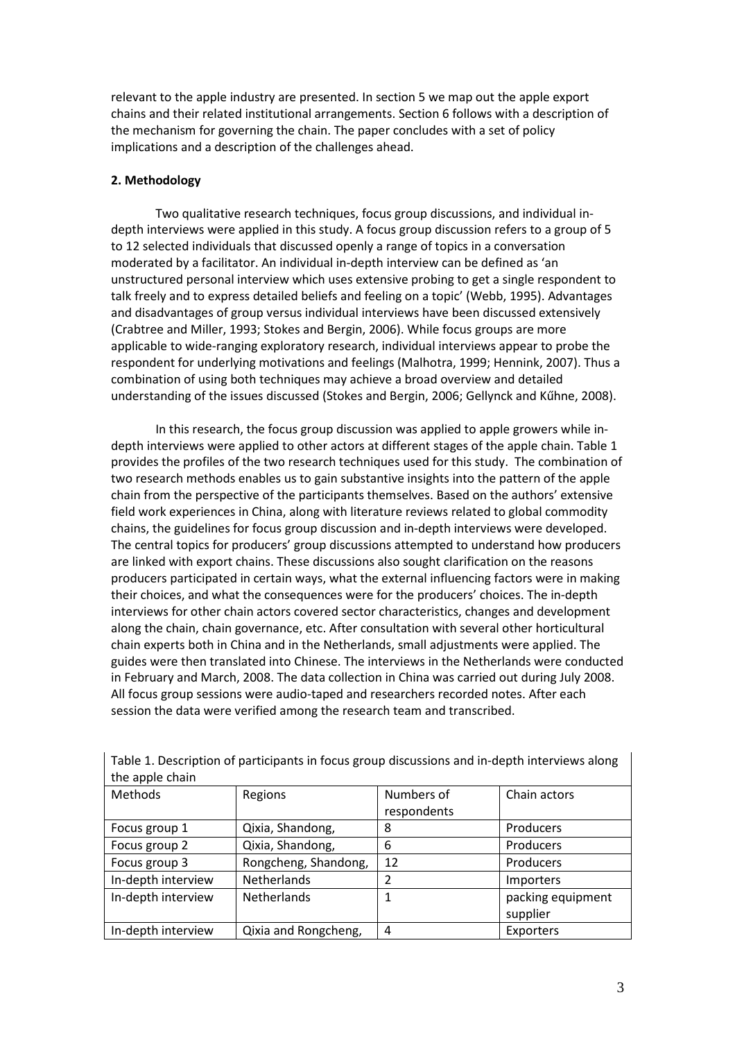relevant to the apple industry are presented. In section 5 we map out the apple export chains and their related institutional arrangements. Section 6 follows with a description of the mechanism for governing the chain. The paper concludes with a set of policy implications and a description of the challenges ahead.

## 2. Methodology

Two qualitative research techniques, focus group discussions, and individual in-depth interviews were applied in this study. A focus group discussion refers to a group of 5 to 12 selected individuals that discussed openly a range of topics in a conversation moderated by a facilitator. An individual in-depth interview can be defined as 'an unstructured personal interview which uses extensive probing to get a single respondent to talk freely and to express detailed beliefs and feeling on a topic' (Webb, 1995). Advantages and disadvantages of group versus individual interviews have been discussed extensively (Crabtree and Miller, 1993; Stokes and Bergin, 2006). While focus groups are more applicable to wide-ranging exploratory research, individual interviews appear to probe the respondent for underlying motivations and feelings (Malhotra, 1999; Hennink, 2007). Thus a combination of using both techniques may achieve a broad overview and detailed understanding of the issues discussed (Stokes and Bergin, 2006; Gellynck and Kűhne, 2008).

In this research, the focus group discussion was applied to apple growers while in-depth interviews were applied to other actors at different stages of the apple chain. Table 1 provides the profiles of the two research techniques used for this study. The combination of two research methods enables us to gain substantive insights into the pattern of the apple chain from the perspective of the participants themselves. Based on the authors' extensive field work experiences in China, along with literature reviews related to global commodity chains, the guidelines for focus group discussion and in-depth interviews were developed. The central topics for producers' group discussions attempted to understand how producers are linked with export chains. These discussions also sought clarification on the reasons producers participated in certain ways, what the external influencing factors were in making their choices, and what the consequences were for the producers' choices. The in-depth interviews for other chain actors covered sector characteristics, changes and development along the chain, chain governance, etc. After consultation with several other horticultural chain experts both in China and in the Netherlands, small adjustments were applied. The guides were then translated into Chinese. The interviews in the Netherlands were conducted in February and March, 2008. The data collection in China was carried out during July 2008. All focus group sessions were audio-taped and researchers recorded notes. After each session the data were verified among the research team and transcribed.

Table 1. Description of participants in focus group discussions and in-depth interviews along the apple chain

| Methods | Regions | Numbers of respondents | Chain actors |
|---|---|---|---|
| Focus group 1 | Qixia, Shandong, | 8 | Producers |
| Focus group 2 | Qixia, Shandong, | 6 | Producers |
| Focus group 3 | Rongcheng, Shandong, | 12 | Producers |
| In-depth interview | Netherlands | 2 | Importers |
| In-depth interview | Netherlands | 1 | packing equipment supplier |
| In-depth interview | Qixia and Rongcheng, | 4 | Exporters |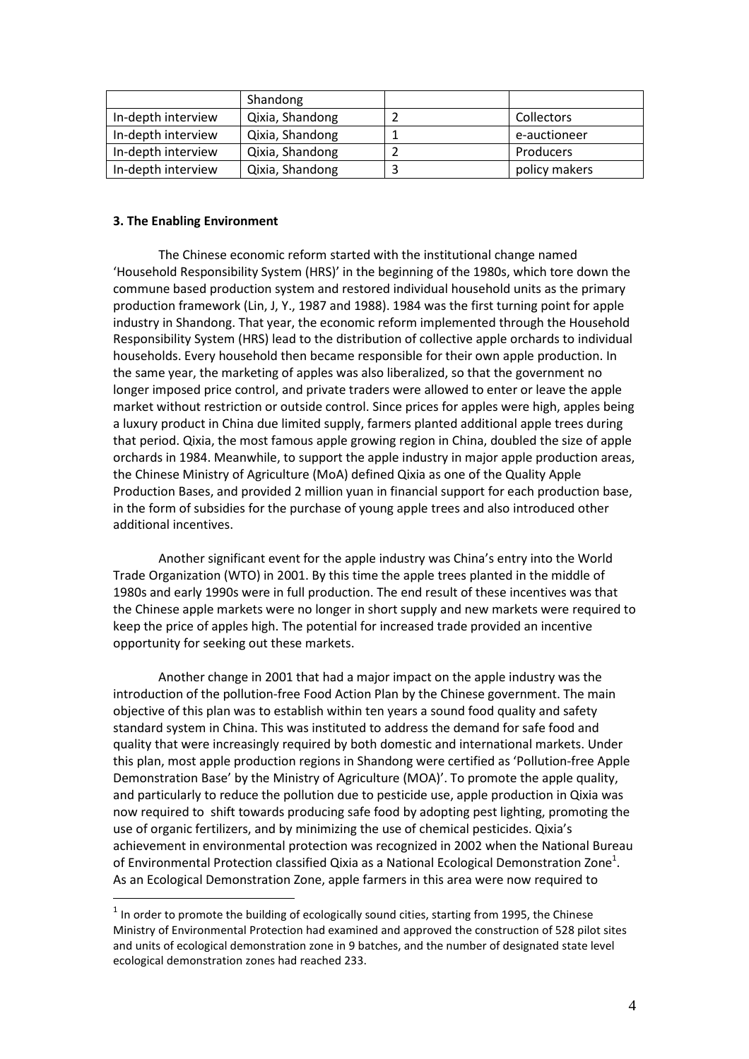| | Shandong | | |
|---|---|---|---|
| In-depth interview | Qixia, Shandong | 2 | Collectors |
| In-depth interview | Qixia, Shandong | 1 | e-auctioneer |
| In-depth interview | Qixia, Shandong | 2 | Producers |
| In-depth interview | Qixia, Shandong | 3 | policy makers |

### 3. The Enabling Environment

The Chinese economic reform started with the institutional change named 'Household Responsibility System (HRS)' in the beginning of the 1980s, which tore down the commune based production system and restored individual household units as the primary production framework (Lin, J, Y., 1987 and 1988). 1984 was the first turning point for apple industry in Shandong. That year, the economic reform implemented through the Household Responsibility System (HRS) lead to the distribution of collective apple orchards to individual households. Every household then became responsible for their own apple production. In the same year, the marketing of apples was also liberalized, so that the government no longer imposed price control, and private traders were allowed to enter or leave the apple market without restriction or outside control. Since prices for apples were high, apples being a luxury product in China due limited supply, farmers planted additional apple trees during that period. Qixia, the most famous apple growing region in China, doubled the size of apple orchards in 1984. Meanwhile, to support the apple industry in major apple production areas, the Chinese Ministry of Agriculture (MoA) defined Qixia as one of the Quality Apple Production Bases, and provided 2 million yuan in financial support for each production base, in the form of subsidies for the purchase of young apple trees and also introduced other additional incentives.

Another significant event for the apple industry was China's entry into the World Trade Organization (WTO) in 2001. By this time the apple trees planted in the middle of 1980s and early 1990s were in full production. The end result of these incentives was that the Chinese apple markets were no longer in short supply and new markets were required to keep the price of apples high. The potential for increased trade provided an incentive opportunity for seeking out these markets.

Another change in 2001 that had a major impact on the apple industry was the introduction of the pollution-free Food Action Plan by the Chinese government. The main objective of this plan was to establish within ten years a sound food quality and safety standard system in China. This was instituted to address the demand for safe food and quality that were increasingly required by both domestic and international markets. Under this plan, most apple production regions in Shandong were certified as 'Pollution-free Apple Demonstration Base' by the Ministry of Agriculture (MOA)'. To promote the apple quality, and particularly to reduce the pollution due to pesticide use, apple production in Qixia was now required to shift towards producing safe food by adopting pest lighting, promoting the use of organic fertilizers, and by minimizing the use of chemical pesticides. Qixia's achievement in environmental protection was recognized in 2002 when the National Bureau of Environmental Protection classified Qixia as a National Ecological Demonstration Zone[1]. As an Ecological Demonstration Zone, apple farmers in this area were now required to

[1] In order to promote the building of ecologically sound cities, starting from 1995, the Chinese Ministry of Environmental Protection had examined and approved the construction of 528 pilot sites and units of ecological demonstration zone in 9 batches, and the number of designated state level ecological demonstration zones had reached 233.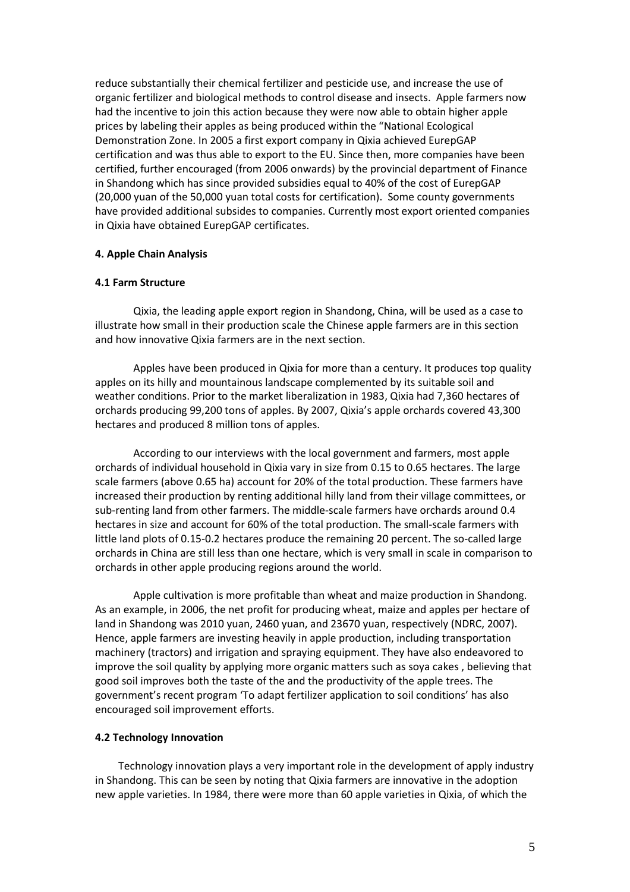reduce substantially their chemical fertilizer and pesticide use, and increase the use of organic fertilizer and biological methods to control disease and insects. Apple farmers now had the incentive to join this action because they were now able to obtain higher apple prices by labeling their apples as being produced within the "National Ecological Demonstration Zone. In 2005 a first export company in Qixia achieved EurepGAP certification and was thus able to export to the EU. Since then, more companies have been certified, further encouraged (from 2006 onwards) by the provincial department of Finance in Shandong which has since provided subsidies equal to 40% of the cost of EurepGAP (20,000 yuan of the 50,000 yuan total costs for certification). Some county governments have provided additional subsides to companies. Currently most export oriented companies in Qixia have obtained EurepGAP certificates.

## 4. Apple Chain Analysis

### 4.1 Farm Structure

Qixia, the leading apple export region in Shandong, China, will be used as a case to illustrate how small in their production scale the Chinese apple farmers are in this section and how innovative Qixia farmers are in the next section.

Apples have been produced in Qixia for more than a century. It produces top quality apples on its hilly and mountainous landscape complemented by its suitable soil and weather conditions. Prior to the market liberalization in 1983, Qixia had 7,360 hectares of orchards producing 99,200 tons of apples. By 2007, Qixia's apple orchards covered 43,300 hectares and produced 8 million tons of apples.

According to our interviews with the local government and farmers, most apple orchards of individual household in Qixia vary in size from 0.15 to 0.65 hectares. The large scale farmers (above 0.65 ha) account for 20% of the total production. These farmers have increased their production by renting additional hilly land from their village committees, or sub-renting land from other farmers. The middle-scale farmers have orchards around 0.4 hectares in size and account for 60% of the total production. The small-scale farmers with little land plots of 0.15-0.2 hectares produce the remaining 20 percent. The so-called large orchards in China are still less than one hectare, which is very small in scale in comparison to orchards in other apple producing regions around the world.

Apple cultivation is more profitable than wheat and maize production in Shandong. As an example, in 2006, the net profit for producing wheat, maize and apples per hectare of land in Shandong was 2010 yuan, 2460 yuan, and 23670 yuan, respectively (NDRC, 2007). Hence, apple farmers are investing heavily in apple production, including transportation machinery (tractors) and irrigation and spraying equipment. They have also endeavored to improve the soil quality by applying more organic matters such as soya cakes , believing that good soil improves both the taste of the and the productivity of the apple trees. The government's recent program 'To adapt fertilizer application to soil conditions' has also encouraged soil improvement efforts.

### 4.2 Technology Innovation

Technology innovation plays a very important role in the development of apply industry in Shandong. This can be seen by noting that Qixia farmers are innovative in the adoption new apple varieties. In 1984, there were more than 60 apple varieties in Qixia, of which the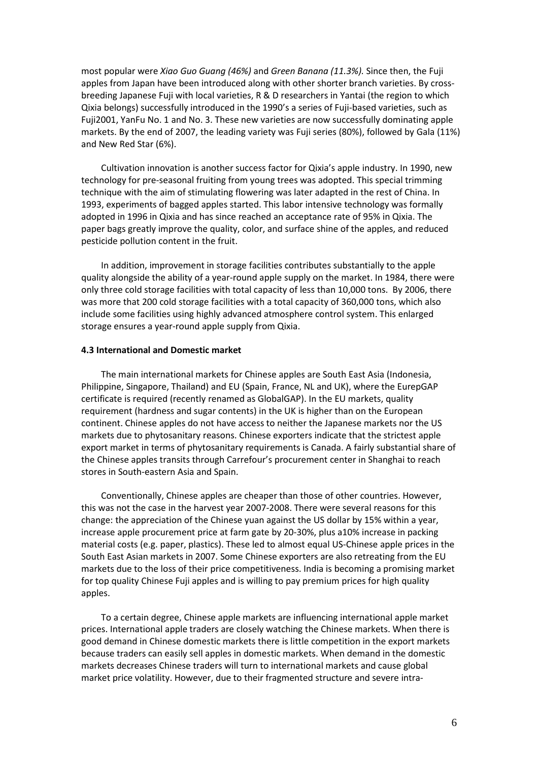most popular were *Xiao Guo Guang (46%)* and *Green Banana (11.3%).* Since then, the Fuji apples from Japan have been introduced along with other shorter branch varieties. By cross-breeding Japanese Fuji with local varieties, R & D researchers in Yantai (the region to which Qixia belongs) successfully introduced in the 1990's a series of Fuji-based varieties, such as Fuji2001, YanFu No. 1 and No. 3. These new varieties are now successfully dominating apple markets. By the end of 2007, the leading variety was Fuji series (80%), followed by Gala (11%) and New Red Star (6%).

Cultivation innovation is another success factor for Qixia's apple industry. In 1990, new technology for pre-seasonal fruiting from young trees was adopted. This special trimming technique with the aim of stimulating flowering was later adapted in the rest of China. In 1993, experiments of bagged apples started. This labor intensive technology was formally adopted in 1996 in Qixia and has since reached an acceptance rate of 95% in Qixia. The paper bags greatly improve the quality, color, and surface shine of the apples, and reduced pesticide pollution content in the fruit.

In addition, improvement in storage facilities contributes substantially to the apple quality alongside the ability of a year-round apple supply on the market. In 1984, there were only three cold storage facilities with total capacity of less than 10,000 tons. By 2006, there was more that 200 cold storage facilities with a total capacity of 360,000 tons, which also include some facilities using highly advanced atmosphere control system. This enlarged storage ensures a year-round apple supply from Qixia.

**4.3 International and Domestic market**

The main international markets for Chinese apples are South East Asia (Indonesia, Philippine, Singapore, Thailand) and EU (Spain, France, NL and UK), where the EurepGAP certificate is required (recently renamed as GlobalGAP). In the EU markets, quality requirement (hardness and sugar contents) in the UK is higher than on the European continent. Chinese apples do not have access to neither the Japanese markets nor the US markets due to phytosanitary reasons. Chinese exporters indicate that the strictest apple export market in terms of phytosanitary requirements is Canada. A fairly substantial share of the Chinese apples transits through Carrefour's procurement center in Shanghai to reach stores in South-eastern Asia and Spain.

Conventionally, Chinese apples are cheaper than those of other countries. However, this was not the case in the harvest year 2007-2008. There were several reasons for this change: the appreciation of the Chinese yuan against the US dollar by 15% within a year, increase apple procurement price at farm gate by 20-30%, plus a10% increase in packing material costs (e.g. paper, plastics). These led to almost equal US-Chinese apple prices in the South East Asian markets in 2007. Some Chinese exporters are also retreating from the EU markets due to the loss of their price competitiveness. India is becoming a promising market for top quality Chinese Fuji apples and is willing to pay premium prices for high quality apples.

To a certain degree, Chinese apple markets are influencing international apple market prices. International apple traders are closely watching the Chinese markets. When there is good demand in Chinese domestic markets there is little competition in the export markets because traders can easily sell apples in domestic markets. When demand in the domestic markets decreases Chinese traders will turn to international markets and cause global market price volatility. However, due to their fragmented structure and severe intra-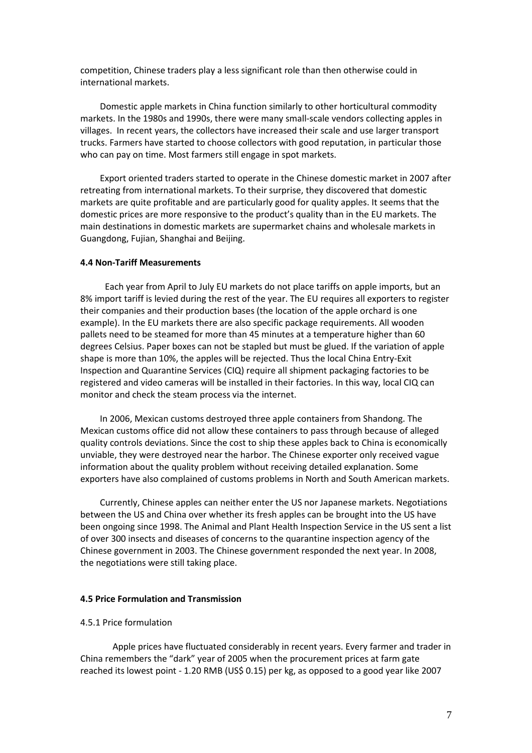competition, Chinese traders play a less significant role than then otherwise could in international markets.

Domestic apple markets in China function similarly to other horticultural commodity markets. In the 1980s and 1990s, there were many small-scale vendors collecting apples in villages. In recent years, the collectors have increased their scale and use larger transport trucks. Farmers have started to choose collectors with good reputation, in particular those who can pay on time. Most farmers still engage in spot markets.

Export oriented traders started to operate in the Chinese domestic market in 2007 after retreating from international markets. To their surprise, they discovered that domestic markets are quite profitable and are particularly good for quality apples. It seems that the domestic prices are more responsive to the product's quality than in the EU markets. The main destinations in domestic markets are supermarket chains and wholesale markets in Guangdong, Fujian, Shanghai and Beijing.

#### 4.4 Non-Tariff Measurements

Each year from April to July EU markets do not place tariffs on apple imports, but an 8% import tariff is levied during the rest of the year. The EU requires all exporters to register their companies and their production bases (the location of the apple orchard is one example). In the EU markets there are also specific package requirements. All wooden pallets need to be steamed for more than 45 minutes at a temperature higher than 60 degrees Celsius. Paper boxes can not be stapled but must be glued. If the variation of apple shape is more than 10%, the apples will be rejected. Thus the local China Entry-Exit Inspection and Quarantine Services (CIQ) require all shipment packaging factories to be registered and video cameras will be installed in their factories. In this way, local CIQ can monitor and check the steam process via the internet.

In 2006, Mexican customs destroyed three apple containers from Shandong. The Mexican customs office did not allow these containers to pass through because of alleged quality controls deviations. Since the cost to ship these apples back to China is economically unviable, they were destroyed near the harbor. The Chinese exporter only received vague information about the quality problem without receiving detailed explanation. Some exporters have also complained of customs problems in North and South American markets.

Currently, Chinese apples can neither enter the US nor Japanese markets. Negotiations between the US and China over whether its fresh apples can be brought into the US have been ongoing since 1998. The Animal and Plant Health Inspection Service in the US sent a list of over 300 insects and diseases of concerns to the quarantine inspection agency of the Chinese government in 2003. The Chinese government responded the next year. In 2008, the negotiations were still taking place.

#### 4.5 Price Formulation and Transmission

##### 4.5.1 Price formulation

Apple prices have fluctuated considerably in recent years. Every farmer and trader in China remembers the "dark" year of 2005 when the procurement prices at farm gate reached its lowest point - 1.20 RMB (US$ 0.15) per kg, as opposed to a good year like 2007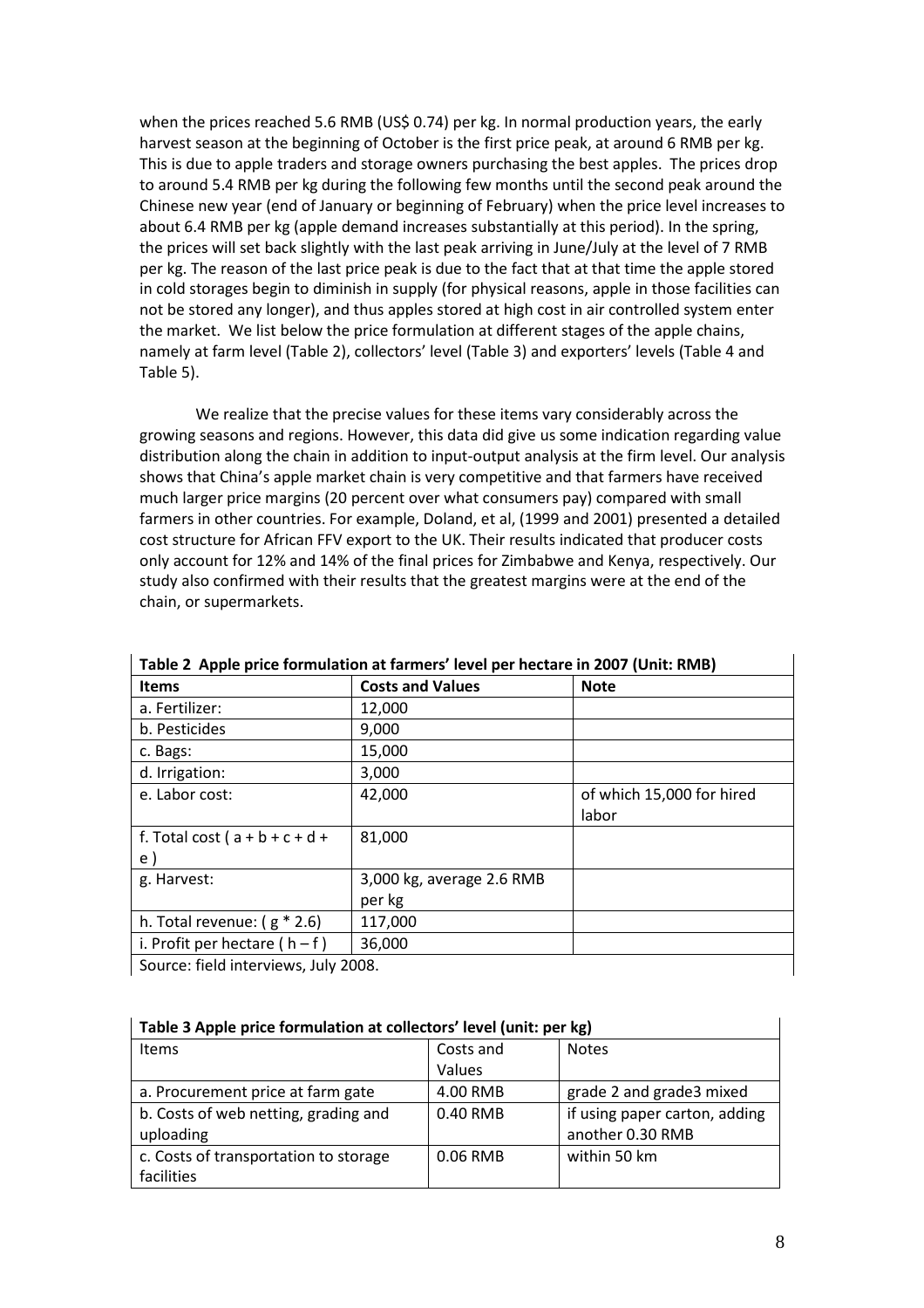when the prices reached 5.6 RMB (US$ 0.74) per kg. In normal production years, the early harvest season at the beginning of October is the first price peak, at around 6 RMB per kg. This is due to apple traders and storage owners purchasing the best apples. The prices drop to around 5.4 RMB per kg during the following few months until the second peak around the Chinese new year (end of January or beginning of February) when the price level increases to about 6.4 RMB per kg (apple demand increases substantially at this period). In the spring, the prices will set back slightly with the last peak arriving in June/July at the level of 7 RMB per kg. The reason of the last price peak is due to the fact that at that time the apple stored in cold storages begin to diminish in supply (for physical reasons, apple in those facilities can not be stored any longer), and thus apples stored at high cost in air controlled system enter the market. We list below the price formulation at different stages of the apple chains, namely at farm level (Table 2), collectors' level (Table 3) and exporters' levels (Table 4 and Table 5).

We realize that the precise values for these items vary considerably across the growing seasons and regions. However, this data did give us some indication regarding value distribution along the chain in addition to input-output analysis at the firm level. Our analysis shows that China's apple market chain is very competitive and that farmers have received much larger price margins (20 percent over what consumers pay) compared with small farmers in other countries. For example, Doland, et al, (1999 and 2001) presented a detailed cost structure for African FFV export to the UK. Their results indicated that producer costs only account for 12% and 14% of the final prices for Zimbabwe and Kenya, respectively. Our study also confirmed with their results that the greatest margins were at the end of the chain, or supermarkets.

**Table 2 Apple price formulation at farmers' level per hectare in 2007 (Unit: RMB)**

| Items | Costs and Values | Note |
|---|---|---|
| a. Fertilizer: | 12,000 | |
| b. Pesticides | 9,000 | |
| c. Bags: | 15,000 | |
| d. Irrigation: | 3,000 | |
| e. Labor cost: | 42,000 | of which 15,000 for hired labor |
| f. Total cost ( a + b + c + d + e ) | 81,000 | |
| g. Harvest: | 3,000 kg, average 2.6 RMB per kg | |
| h. Total revenue: ( g * 2.6) | 117,000 | |
| i. Profit per hectare ( h – f ) | 36,000 | |

Source: field interviews, July 2008.

**Table 3 Apple price formulation at collectors' level (unit: per kg)**

| Items | Costs and Values | Notes |
|---|---|---|
| a. Procurement price at farm gate | 4.00 RMB | grade 2 and grade3 mixed |
| b. Costs of web netting, grading and uploading | 0.40 RMB | if using paper carton, adding another 0.30 RMB |
| c. Costs of transportation to storage facilities | 0.06 RMB | within 50 km |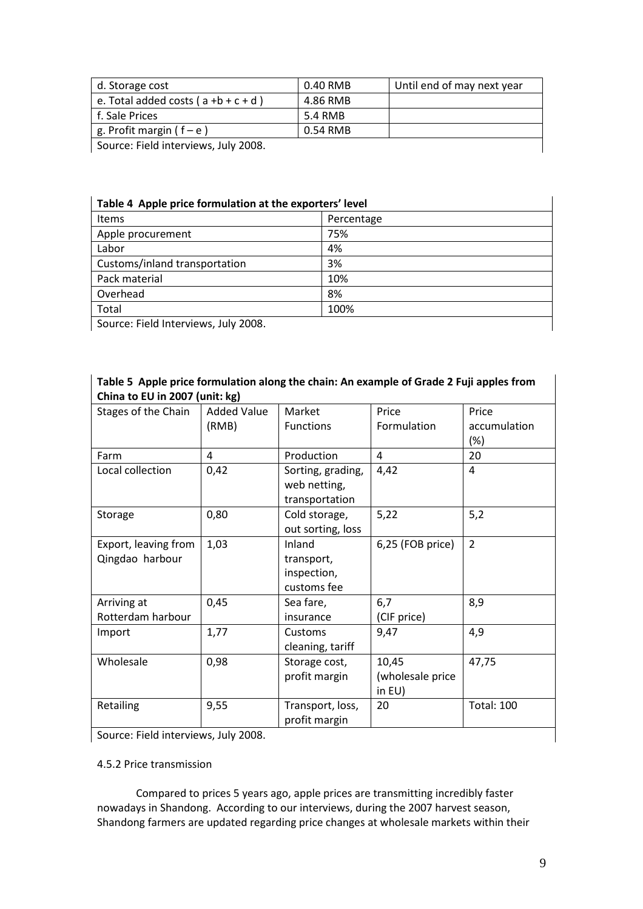| d. Storage cost | 0.40 RMB | Until end of may next year |
|---|---|---|
| e. Total added costs ( a +b + c + d ) | 4.86 RMB | |
| f. Sale Prices | 5.4 RMB | |
| g. Profit margin ( f – e ) | 0.54 RMB | |

Source: Field interviews, July 2008.

**Table 4 Apple price formulation at the exporters' level**

| Items | Percentage |
|---|---|
| Apple procurement | 75% |
| Labor | 4% |
| Customs/inland transportation | 3% |
| Pack material | 10% |
| Overhead | 8% |
| Total | 100% |

Source: Field Interviews, July 2008.

**Table 5 Apple price formulation along the chain: An example of Grade 2 Fuji apples from China to EU in 2007 (unit: kg)**

| Stages of the Chain | Added Value (RMB) | Market Functions | Price Formulation | Price accumulation (%) |
|---|---|---|---|---|
| Farm | 4 | Production | 4 | 20 |
| Local collection | 0,42 | Sorting, grading, web netting, transportation | 4,42 | 4 |
| Storage | 0,80 | Cold storage, out sorting, loss | 5,22 | 5,2 |
| Export, leaving from Qingdao harbour | 1,03 | Inland transport, inspection, customs fee | 6,25 (FOB price) | 2 |
| Arriving at Rotterdam harbour | 0,45 | Sea fare, insurance | 6,7 (CIF price) | 8,9 |
| Import | 1,77 | Customs cleaning, tariff | 9,47 | 4,9 |
| Wholesale | 0,98 | Storage cost, profit margin | 10,45 (wholesale price in EU) | 47,75 |
| Retailing | 9,55 | Transport, loss, profit margin | 20 | Total: 100 |

Source: Field interviews, July 2008.

4.5.2 Price transmission

Compared to prices 5 years ago, apple prices are transmitting incredibly faster nowadays in Shandong. According to our interviews, during the 2007 harvest season, Shandong farmers are updated regarding price changes at wholesale markets within their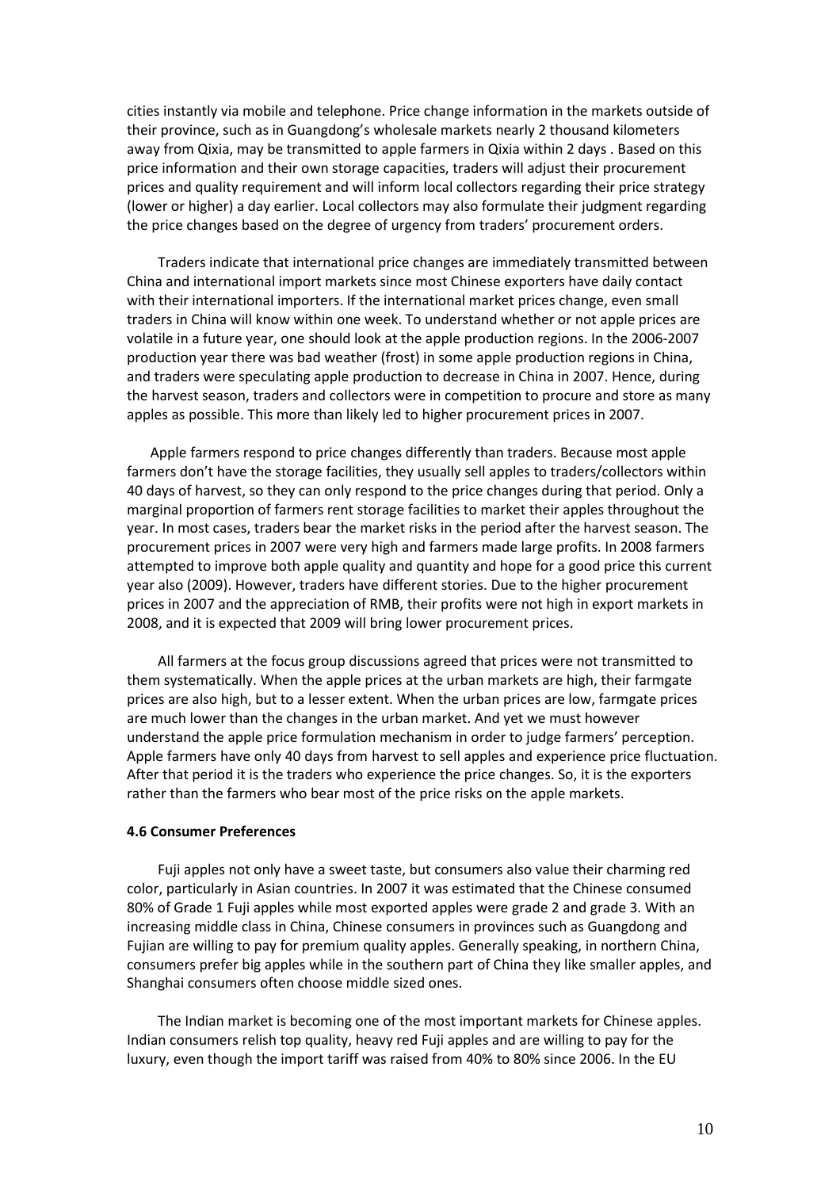cities instantly via mobile and telephone. Price change information in the markets outside of their province, such as in Guangdong's wholesale markets nearly 2 thousand kilometers away from Qixia, may be transmitted to apple farmers in Qixia within 2 days . Based on this price information and their own storage capacities, traders will adjust their procurement prices and quality requirement and will inform local collectors regarding their price strategy (lower or higher) a day earlier. Local collectors may also formulate their judgment regarding the price changes based on the degree of urgency from traders' procurement orders.

Traders indicate that international price changes are immediately transmitted between China and international import markets since most Chinese exporters have daily contact with their international importers. If the international market prices change, even small traders in China will know within one week. To understand whether or not apple prices are volatile in a future year, one should look at the apple production regions. In the 2006-2007 production year there was bad weather (frost) in some apple production regions in China, and traders were speculating apple production to decrease in China in 2007. Hence, during the harvest season, traders and collectors were in competition to procure and store as many apples as possible. This more than likely led to higher procurement prices in 2007.

Apple farmers respond to price changes differently than traders. Because most apple farmers don't have the storage facilities, they usually sell apples to traders/collectors within 40 days of harvest, so they can only respond to the price changes during that period. Only a marginal proportion of farmers rent storage facilities to market their apples throughout the year. In most cases, traders bear the market risks in the period after the harvest season. The procurement prices in 2007 were very high and farmers made large profits. In 2008 farmers attempted to improve both apple quality and quantity and hope for a good price this current year also (2009). However, traders have different stories. Due to the higher procurement prices in 2007 and the appreciation of RMB, their profits were not high in export markets in 2008, and it is expected that 2009 will bring lower procurement prices.

All farmers at the focus group discussions agreed that prices were not transmitted to them systematically. When the apple prices at the urban markets are high, their farmgate prices are also high, but to a lesser extent. When the urban prices are low, farmgate prices are much lower than the changes in the urban market. And yet we must however understand the apple price formulation mechanism in order to judge farmers' perception. Apple farmers have only 40 days from harvest to sell apples and experience price fluctuation. After that period it is the traders who experience the price changes. So, it is the exporters rather than the farmers who bear most of the price risks on the apple markets.

#### 4.6 Consumer Preferences

Fuji apples not only have a sweet taste, but consumers also value their charming red color, particularly in Asian countries. In 2007 it was estimated that the Chinese consumed 80% of Grade 1 Fuji apples while most exported apples were grade 2 and grade 3. With an increasing middle class in China, Chinese consumers in provinces such as Guangdong and Fujian are willing to pay for premium quality apples. Generally speaking, in northern China, consumers prefer big apples while in the southern part of China they like smaller apples, and Shanghai consumers often choose middle sized ones.

The Indian market is becoming one of the most important markets for Chinese apples. Indian consumers relish top quality, heavy red Fuji apples and are willing to pay for the luxury, even though the import tariff was raised from 40% to 80% since 2006. In the EU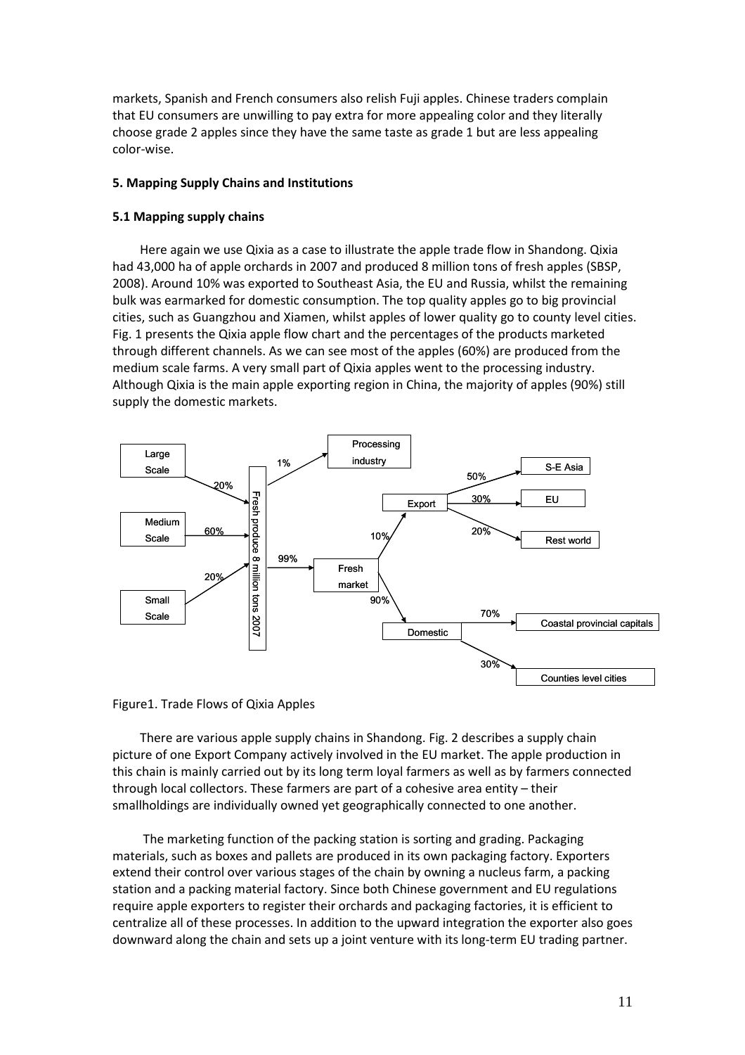markets, Spanish and French consumers also relish Fuji apples. Chinese traders complain that EU consumers are unwilling to pay extra for more appealing color and they literally choose grade 2 apples since they have the same taste as grade 1 but are less appealing color-wise.

### 5. Mapping Supply Chains and Institutions

#### 5.1 Mapping supply chains

Here again we use Qixia as a case to illustrate the apple trade flow in Shandong. Qixia had 43,000 ha of apple orchards in 2007 and produced 8 million tons of fresh apples (SBSP, 2008). Around 10% was exported to Southeast Asia, the EU and Russia, whilst the remaining bulk was earmarked for domestic consumption. The top quality apples go to big provincial cities, such as Guangzhou and Xiamen, whilst apples of lower quality go to county level cities. Fig. 1 presents the Qixia apple flow chart and the percentages of the products marketed through different channels. As we can see most of the apples (60%) are produced from the medium scale farms. A very small part of Qixia apples went to the processing industry. Although Qixia is the main apple exporting region in China, the majority of apples (90%) still supply the domestic markets.

Figure1. Trade Flows of Qixia Apples

There are various apple supply chains in Shandong. Fig. 2 describes a supply chain picture of one Export Company actively involved in the EU market. The apple production in this chain is mainly carried out by its long term loyal farmers as well as by farmers connected through local collectors. These farmers are part of a cohesive area entity – their smallholdings are individually owned yet geographically connected to one another.

The marketing function of the packing station is sorting and grading. Packaging materials, such as boxes and pallets are produced in its own packaging factory. Exporters extend their control over various stages of the chain by owning a nucleus farm, a packing station and a packing material factory. Since both Chinese government and EU regulations require apple exporters to register their orchards and packaging factories, it is efficient to centralize all of these processes. In addition to the upward integration the exporter also goes downward along the chain and sets up a joint venture with its long-term EU trading partner.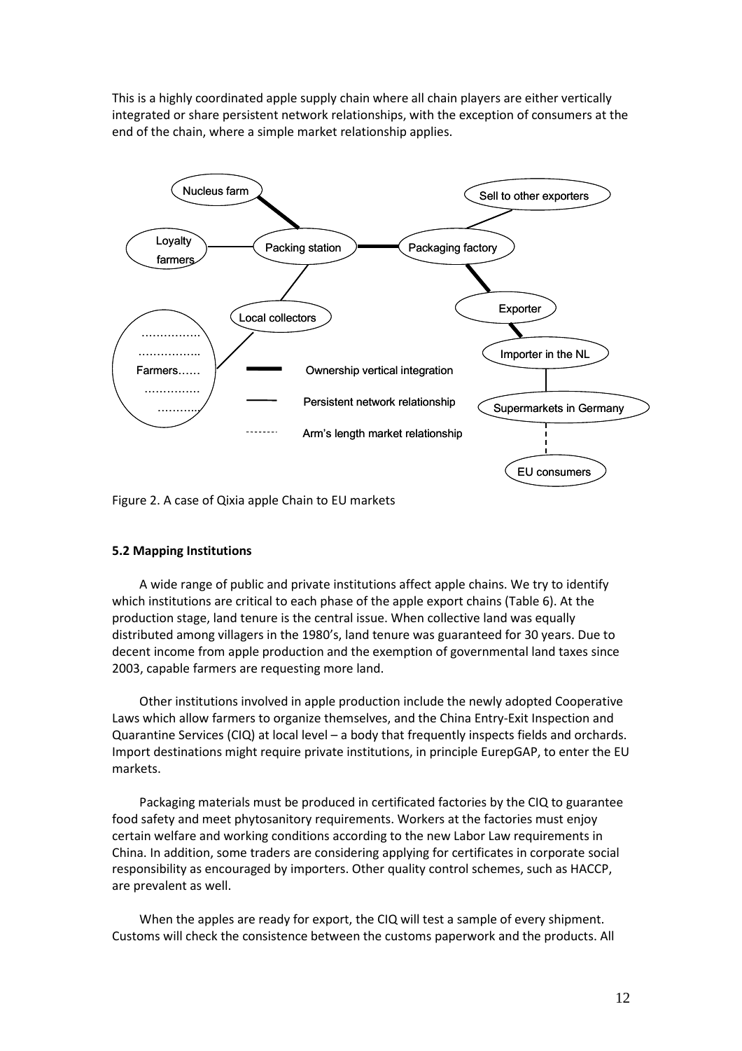This is a highly coordinated apple supply chain where all chain players are either vertically integrated or share persistent network relationships, with the exception of consumers at the end of the chain, where a simple market relationship applies.

Figure 2. A case of Qixia apple Chain to EU markets

**5.2 Mapping Institutions**

A wide range of public and private institutions affect apple chains. We try to identify which institutions are critical to each phase of the apple export chains (Table 6). At the production stage, land tenure is the central issue. When collective land was equally distributed among villagers in the 1980's, land tenure was guaranteed for 30 years. Due to decent income from apple production and the exemption of governmental land taxes since 2003, capable farmers are requesting more land.

Other institutions involved in apple production include the newly adopted Cooperative Laws which allow farmers to organize themselves, and the China Entry-Exit Inspection and Quarantine Services (CIQ) at local level – a body that frequently inspects fields and orchards. Import destinations might require private institutions, in principle EurepGAP, to enter the EU markets.

Packaging materials must be produced in certificated factories by the CIQ to guarantee food safety and meet phytosanitory requirements. Workers at the factories must enjoy certain welfare and working conditions according to the new Labor Law requirements in China. In addition, some traders are considering applying for certificates in corporate social responsibility as encouraged by importers. Other quality control schemes, such as HACCP, are prevalent as well.

When the apples are ready for export, the CIQ will test a sample of every shipment. Customs will check the consistence between the customs paperwork and the products. All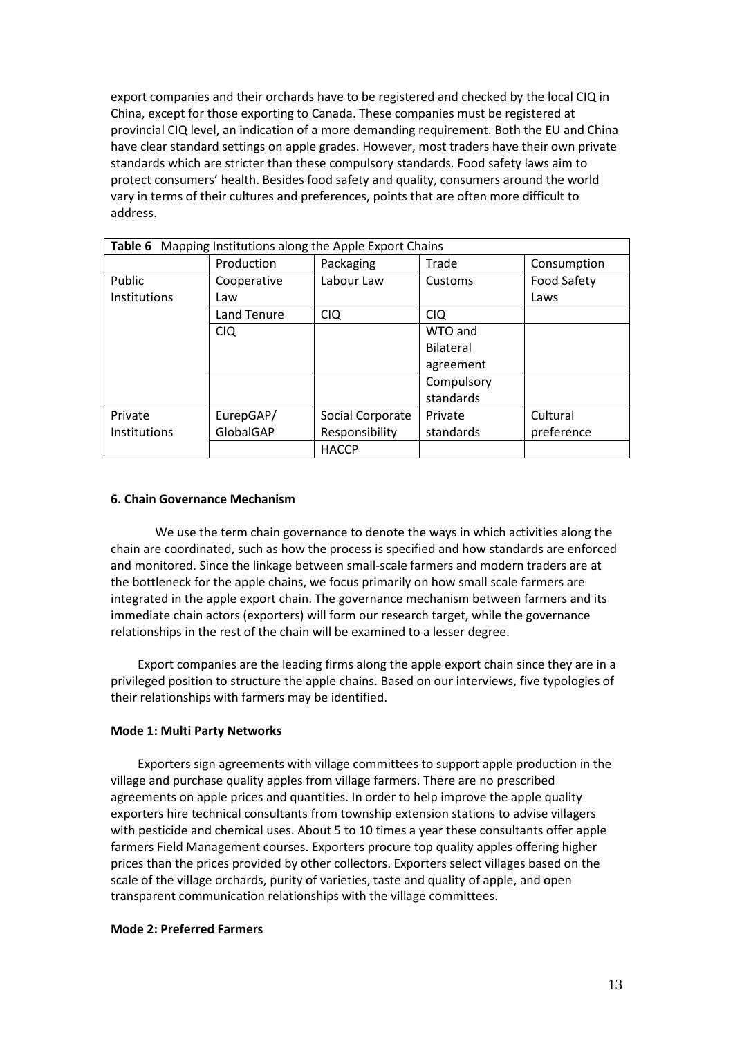export companies and their orchards have to be registered and checked by the local CIQ in China, except for those exporting to Canada. These companies must be registered at provincial CIQ level, an indication of a more demanding requirement. Both the EU and China have clear standard settings on apple grades. However, most traders have their own private standards which are stricter than these compulsory standards. Food safety laws aim to protect consumers' health. Besides food safety and quality, consumers around the world vary in terms of their cultures and preferences, points that are often more difficult to address.

**Table 6** Mapping Institutions along the Apple Export Chains

| | Production | Packaging | Trade | Consumption |
|---|---|---|---|---|
| Public Institutions | Cooperative Law | Labour Law | Customs | Food Safety Laws |
| | Land Tenure | CIQ | CIQ | |
| | CIQ | | WTO and Bilateral agreement | |
| | | | Compulsory standards | |
| Private Institutions | EurepGAP/ GlobalGAP | Social Corporate Responsibility | Private standards | Cultural preference |
| | | HACCP | | |

## 6. Chain Governance Mechanism

We use the term chain governance to denote the ways in which activities along the chain are coordinated, such as how the process is specified and how standards are enforced and monitored. Since the linkage between small-scale farmers and modern traders are at the bottleneck for the apple chains, we focus primarily on how small scale farmers are integrated in the apple export chain. The governance mechanism between farmers and its immediate chain actors (exporters) will form our research target, while the governance relationships in the rest of the chain will be examined to a lesser degree.

Export companies are the leading firms along the apple export chain since they are in a privileged position to structure the apple chains. Based on our interviews, five typologies of their relationships with farmers may be identified.

### Mode 1: Multi Party Networks

Exporters sign agreements with village committees to support apple production in the village and purchase quality apples from village farmers. There are no prescribed agreements on apple prices and quantities. In order to help improve the apple quality exporters hire technical consultants from township extension stations to advise villagers with pesticide and chemical uses. About 5 to 10 times a year these consultants offer apple farmers Field Management courses. Exporters procure top quality apples offering higher prices than the prices provided by other collectors. Exporters select villages based on the scale of the village orchards, purity of varieties, taste and quality of apple, and open transparent communication relationships with the village committees.

### Mode 2: Preferred Farmers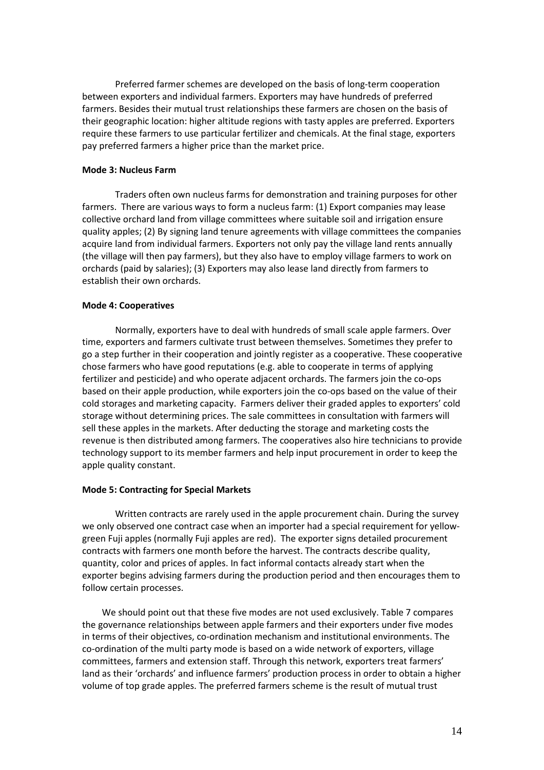Preferred farmer schemes are developed on the basis of long-term cooperation between exporters and individual farmers. Exporters may have hundreds of preferred farmers. Besides their mutual trust relationships these farmers are chosen on the basis of their geographic location: higher altitude regions with tasty apples are preferred. Exporters require these farmers to use particular fertilizer and chemicals. At the final stage, exporters pay preferred farmers a higher price than the market price.

**Mode 3: Nucleus Farm**

Traders often own nucleus farms for demonstration and training purposes for other farmers. There are various ways to form a nucleus farm: (1) Export companies may lease collective orchard land from village committees where suitable soil and irrigation ensure quality apples; (2) By signing land tenure agreements with village committees the companies acquire land from individual farmers. Exporters not only pay the village land rents annually (the village will then pay farmers), but they also have to employ village farmers to work on orchards (paid by salaries); (3) Exporters may also lease land directly from farmers to establish their own orchards.

**Mode 4: Cooperatives**

Normally, exporters have to deal with hundreds of small scale apple farmers. Over time, exporters and farmers cultivate trust between themselves. Sometimes they prefer to go a step further in their cooperation and jointly register as a cooperative. These cooperative chose farmers who have good reputations (e.g. able to cooperate in terms of applying fertilizer and pesticide) and who operate adjacent orchards. The farmers join the co-ops based on their apple production, while exporters join the co-ops based on the value of their cold storages and marketing capacity. Farmers deliver their graded apples to exporters' cold storage without determining prices. The sale committees in consultation with farmers will sell these apples in the markets. After deducting the storage and marketing costs the revenue is then distributed among farmers. The cooperatives also hire technicians to provide technology support to its member farmers and help input procurement in order to keep the apple quality constant.

**Mode 5: Contracting for Special Markets**

Written contracts are rarely used in the apple procurement chain. During the survey we only observed one contract case when an importer had a special requirement for yellow-green Fuji apples (normally Fuji apples are red). The exporter signs detailed procurement contracts with farmers one month before the harvest. The contracts describe quality, quantity, color and prices of apples. In fact informal contacts already start when the exporter begins advising farmers during the production period and then encourages them to follow certain processes.

We should point out that these five modes are not used exclusively. Table 7 compares the governance relationships between apple farmers and their exporters under five modes in terms of their objectives, co-ordination mechanism and institutional environments. The co-ordination of the multi party mode is based on a wide network of exporters, village committees, farmers and extension staff. Through this network, exporters treat farmers' land as their 'orchards' and influence farmers' production process in order to obtain a higher volume of top grade apples. The preferred farmers scheme is the result of mutual trust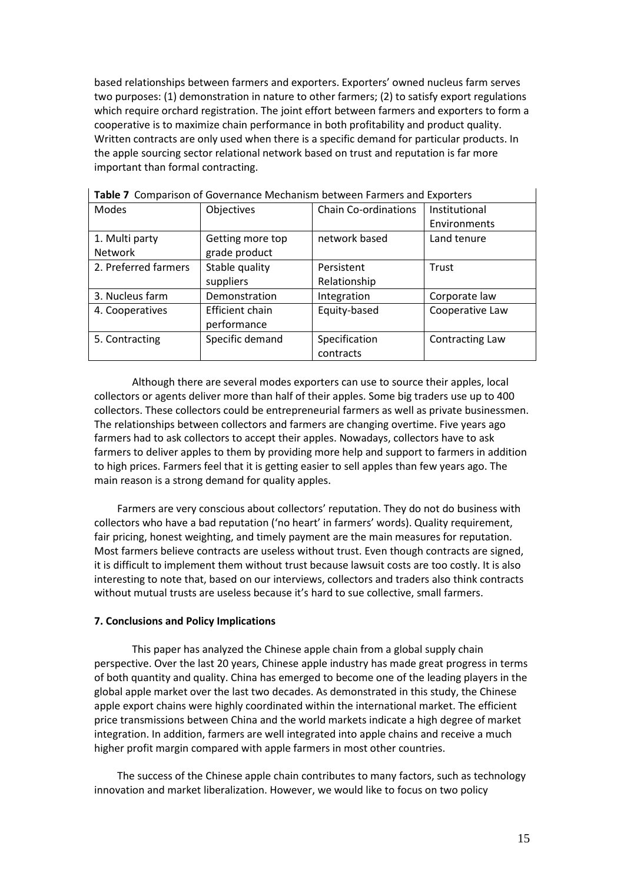based relationships between farmers and exporters. Exporters' owned nucleus farm serves two purposes: (1) demonstration in nature to other farmers; (2) to satisfy export regulations which require orchard registration. The joint effort between farmers and exporters to form a cooperative is to maximize chain performance in both profitability and product quality. Written contracts are only used when there is a specific demand for particular products. In the apple sourcing sector relational network based on trust and reputation is far more important than formal contracting.

**Table 7** Comparison of Governance Mechanism between Farmers and Exporters

| Modes | Objectives | Chain Co-ordinations | Institutional Environments |
|---|---|---|---|
| 1. Multi party Network | Getting more top grade product | network based | Land tenure |
| 2. Preferred farmers | Stable quality suppliers | Persistent Relationship | Trust |
| 3. Nucleus farm | Demonstration | Integration | Corporate law |
| 4. Cooperatives | Efficient chain performance | Equity-based | Cooperative Law |
| 5. Contracting | Specific demand | Specification contracts | Contracting Law |

Although there are several modes exporters can use to source their apples, local collectors or agents deliver more than half of their apples. Some big traders use up to 400 collectors. These collectors could be entrepreneurial farmers as well as private businessmen. The relationships between collectors and farmers are changing overtime. Five years ago farmers had to ask collectors to accept their apples. Nowadays, collectors have to ask farmers to deliver apples to them by providing more help and support to farmers in addition to high prices. Farmers feel that it is getting easier to sell apples than few years ago. The main reason is a strong demand for quality apples.

Farmers are very conscious about collectors' reputation. They do not do business with collectors who have a bad reputation ('no heart' in farmers' words). Quality requirement, fair pricing, honest weighting, and timely payment are the main measures for reputation. Most farmers believe contracts are useless without trust. Even though contracts are signed, it is difficult to implement them without trust because lawsuit costs are too costly. It is also interesting to note that, based on our interviews, collectors and traders also think contracts without mutual trusts are useless because it's hard to sue collective, small farmers.

## 7. Conclusions and Policy Implications

This paper has analyzed the Chinese apple chain from a global supply chain perspective. Over the last 20 years, Chinese apple industry has made great progress in terms of both quantity and quality. China has emerged to become one of the leading players in the global apple market over the last two decades. As demonstrated in this study, the Chinese apple export chains were highly coordinated within the international market. The efficient price transmissions between China and the world markets indicate a high degree of market integration. In addition, farmers are well integrated into apple chains and receive a much higher profit margin compared with apple farmers in most other countries.

The success of the Chinese apple chain contributes to many factors, such as technology innovation and market liberalization. However, we would like to focus on two policy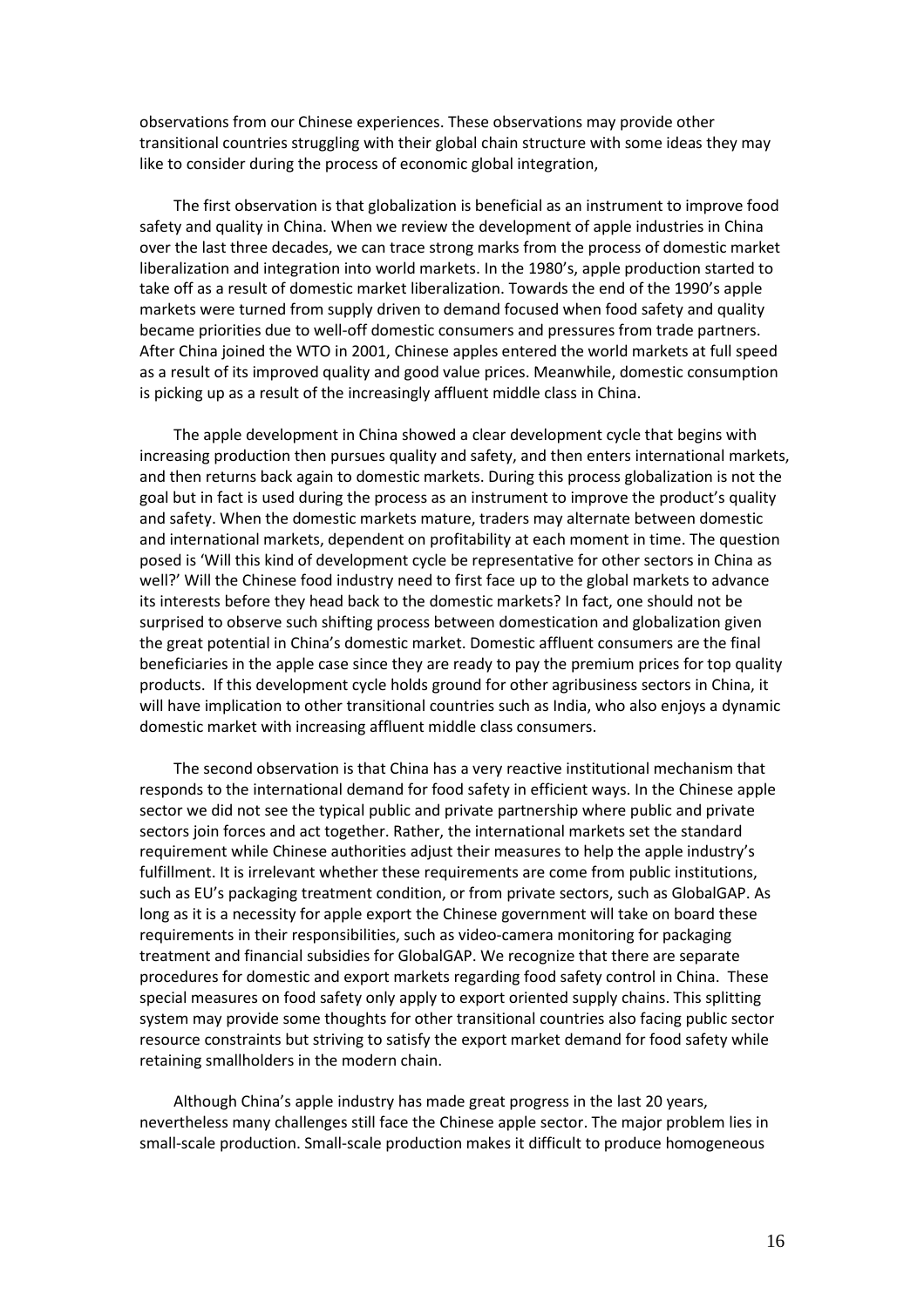observations from our Chinese experiences. These observations may provide other transitional countries struggling with their global chain structure with some ideas they may like to consider during the process of economic global integration,

The first observation is that globalization is beneficial as an instrument to improve food safety and quality in China. When we review the development of apple industries in China over the last three decades, we can trace strong marks from the process of domestic market liberalization and integration into world markets. In the 1980's, apple production started to take off as a result of domestic market liberalization. Towards the end of the 1990's apple markets were turned from supply driven to demand focused when food safety and quality became priorities due to well-off domestic consumers and pressures from trade partners. After China joined the WTO in 2001, Chinese apples entered the world markets at full speed as a result of its improved quality and good value prices. Meanwhile, domestic consumption is picking up as a result of the increasingly affluent middle class in China.

The apple development in China showed a clear development cycle that begins with increasing production then pursues quality and safety, and then enters international markets, and then returns back again to domestic markets. During this process globalization is not the goal but in fact is used during the process as an instrument to improve the product's quality and safety. When the domestic markets mature, traders may alternate between domestic and international markets, dependent on profitability at each moment in time. The question posed is 'Will this kind of development cycle be representative for other sectors in China as well?' Will the Chinese food industry need to first face up to the global markets to advance its interests before they head back to the domestic markets? In fact, one should not be surprised to observe such shifting process between domestication and globalization given the great potential in China's domestic market. Domestic affluent consumers are the final beneficiaries in the apple case since they are ready to pay the premium prices for top quality products. If this development cycle holds ground for other agribusiness sectors in China, it will have implication to other transitional countries such as India, who also enjoys a dynamic domestic market with increasing affluent middle class consumers.

The second observation is that China has a very reactive institutional mechanism that responds to the international demand for food safety in efficient ways. In the Chinese apple sector we did not see the typical public and private partnership where public and private sectors join forces and act together. Rather, the international markets set the standard requirement while Chinese authorities adjust their measures to help the apple industry's fulfillment. It is irrelevant whether these requirements are come from public institutions, such as EU's packaging treatment condition, or from private sectors, such as GlobalGAP. As long as it is a necessity for apple export the Chinese government will take on board these requirements in their responsibilities, such as video-camera monitoring for packaging treatment and financial subsidies for GlobalGAP. We recognize that there are separate procedures for domestic and export markets regarding food safety control in China. These special measures on food safety only apply to export oriented supply chains. This splitting system may provide some thoughts for other transitional countries also facing public sector resource constraints but striving to satisfy the export market demand for food safety while retaining smallholders in the modern chain.

Although China's apple industry has made great progress in the last 20 years, nevertheless many challenges still face the Chinese apple sector. The major problem lies in small-scale production. Small-scale production makes it difficult to produce homogeneous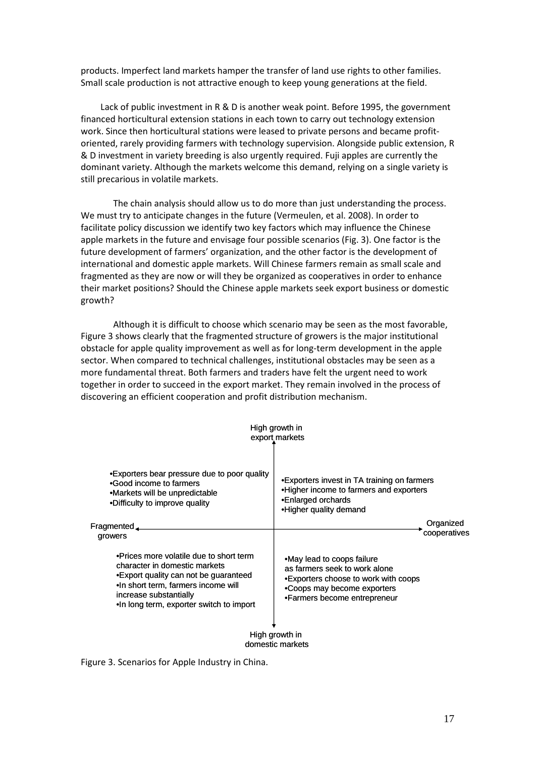products. Imperfect land markets hamper the transfer of land use rights to other families. Small scale production is not attractive enough to keep young generations at the field.

Lack of public investment in R & D is another weak point. Before 1995, the government financed horticultural extension stations in each town to carry out technology extension work. Since then horticultural stations were leased to private persons and became profit-oriented, rarely providing farmers with technology supervision. Alongside public extension, R & D investment in variety breeding is also urgently required. Fuji apples are currently the dominant variety. Although the markets welcome this demand, relying on a single variety is still precarious in volatile markets.

The chain analysis should allow us to do more than just understanding the process. We must try to anticipate changes in the future (Vermeulen, et al. 2008). In order to facilitate policy discussion we identify two key factors which may influence the Chinese apple markets in the future and envisage four possible scenarios (Fig. 3). One factor is the future development of farmers' organization, and the other factor is the development of international and domestic apple markets. Will Chinese farmers remain as small scale and fragmented as they are now or will they be organized as cooperatives in order to enhance their market positions? Should the Chinese apple markets seek export business or domestic growth?

Although it is difficult to choose which scenario may be seen as the most favorable, Figure 3 shows clearly that the fragmented structure of growers is the major institutional obstacle for apple quality improvement as well as for long-term development in the apple sector. When compared to technical challenges, institutional obstacles may be seen as a more fundamental threat. Both farmers and traders have felt the urgent need to work together in order to succeed in the export market. They remain involved in the process of discovering an efficient cooperation and profit distribution mechanism.

High growth in export markets

| Fragmented growers | Organized cooperatives |
| --- | --- |
| •Exporters bear pressure due to poor quality<br>•Good income to farmers<br>•Markets will be unpredictable<br>•Difficulty to improve quality | •Exporters invest in TA training on farmers<br>•Higher income to farmers and exporters<br>•Enlarged orchards<br>•Higher quality demand |
| •Prices more volatile due to short term character in domestic markets<br>•Export quality can not be guaranteed<br>•In short term, farmers income will increase substantially<br>•In long term, exporter switch to import | •May lead to coops failure as farmers seek to work alone<br>•Exporters choose to work with coops<br>•Coops may become exporters<br>•Farmers become entrepreneur |

High growth in domestic markets

Figure 3. Scenarios for Apple Industry in China.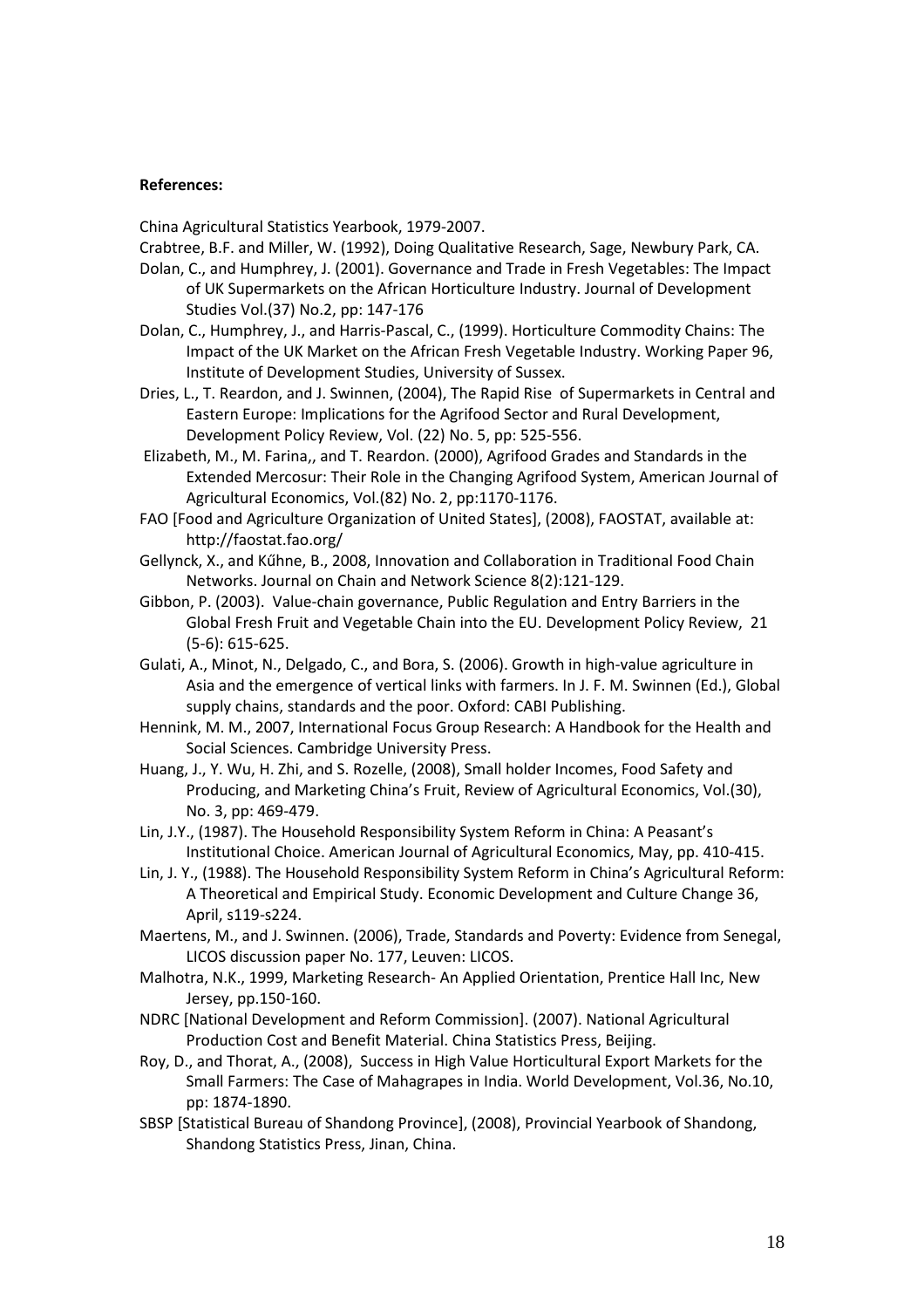**References:**

China Agricultural Statistics Yearbook, 1979-2007.

Crabtree, B.F. and Miller, W. (1992), Doing Qualitative Research, Sage, Newbury Park, CA.

Dolan, C., and Humphrey, J. (2001). Governance and Trade in Fresh Vegetables: The Impact of UK Supermarkets on the African Horticulture Industry. Journal of Development Studies Vol.(37) No.2, pp: 147-176

Dolan, C., Humphrey, J., and Harris-Pascal, C., (1999). Horticulture Commodity Chains: The Impact of the UK Market on the African Fresh Vegetable Industry. Working Paper 96, Institute of Development Studies, University of Sussex.

Dries, L., T. Reardon, and J. Swinnen, (2004), The Rapid Rise of Supermarkets in Central and Eastern Europe: Implications for the Agrifood Sector and Rural Development, Development Policy Review, Vol. (22) No. 5, pp: 525-556.

Elizabeth, M., M. Farina,, and T. Reardon. (2000), Agrifood Grades and Standards in the Extended Mercosur: Their Role in the Changing Agrifood System, American Journal of Agricultural Economics, Vol.(82) No. 2, pp:1170-1176.

FAO [Food and Agriculture Organization of United States], (2008), FAOSTAT, available at: http://faostat.fao.org/

Gellynck, X., and Kűhne, B., 2008, Innovation and Collaboration in Traditional Food Chain Networks. Journal on Chain and Network Science 8(2):121-129.

Gibbon, P. (2003). Value-chain governance, Public Regulation and Entry Barriers in the Global Fresh Fruit and Vegetable Chain into the EU. Development Policy Review, 21 (5-6): 615-625.

Gulati, A., Minot, N., Delgado, C., and Bora, S. (2006). Growth in high-value agriculture in Asia and the emergence of vertical links with farmers. In J. F. M. Swinnen (Ed.), Global supply chains, standards and the poor. Oxford: CABI Publishing.

Hennink, M. M., 2007, International Focus Group Research: A Handbook for the Health and Social Sciences. Cambridge University Press.

Huang, J., Y. Wu, H. Zhi, and S. Rozelle, (2008), Small holder Incomes, Food Safety and Producing, and Marketing China's Fruit, Review of Agricultural Economics, Vol.(30), No. 3, pp: 469-479.

Lin, J.Y., (1987). The Household Responsibility System Reform in China: A Peasant's Institutional Choice. American Journal of Agricultural Economics, May, pp. 410-415.

Lin, J. Y., (1988). The Household Responsibility System Reform in China's Agricultural Reform: A Theoretical and Empirical Study. Economic Development and Culture Change 36, April, s119-s224.

Maertens, M., and J. Swinnen. (2006), Trade, Standards and Poverty: Evidence from Senegal, LICOS discussion paper No. 177, Leuven: LICOS.

Malhotra, N.K., 1999, Marketing Research- An Applied Orientation, Prentice Hall Inc, New Jersey, pp.150-160.

NDRC [National Development and Reform Commission]. (2007). National Agricultural Production Cost and Benefit Material. China Statistics Press, Beijing.

Roy, D., and Thorat, A., (2008), Success in High Value Horticultural Export Markets for the Small Farmers: The Case of Mahagrapes in India. World Development, Vol.36, No.10, pp: 1874-1890.

SBSP [Statistical Bureau of Shandong Province], (2008), Provincial Yearbook of Shandong, Shandong Statistics Press, Jinan, China.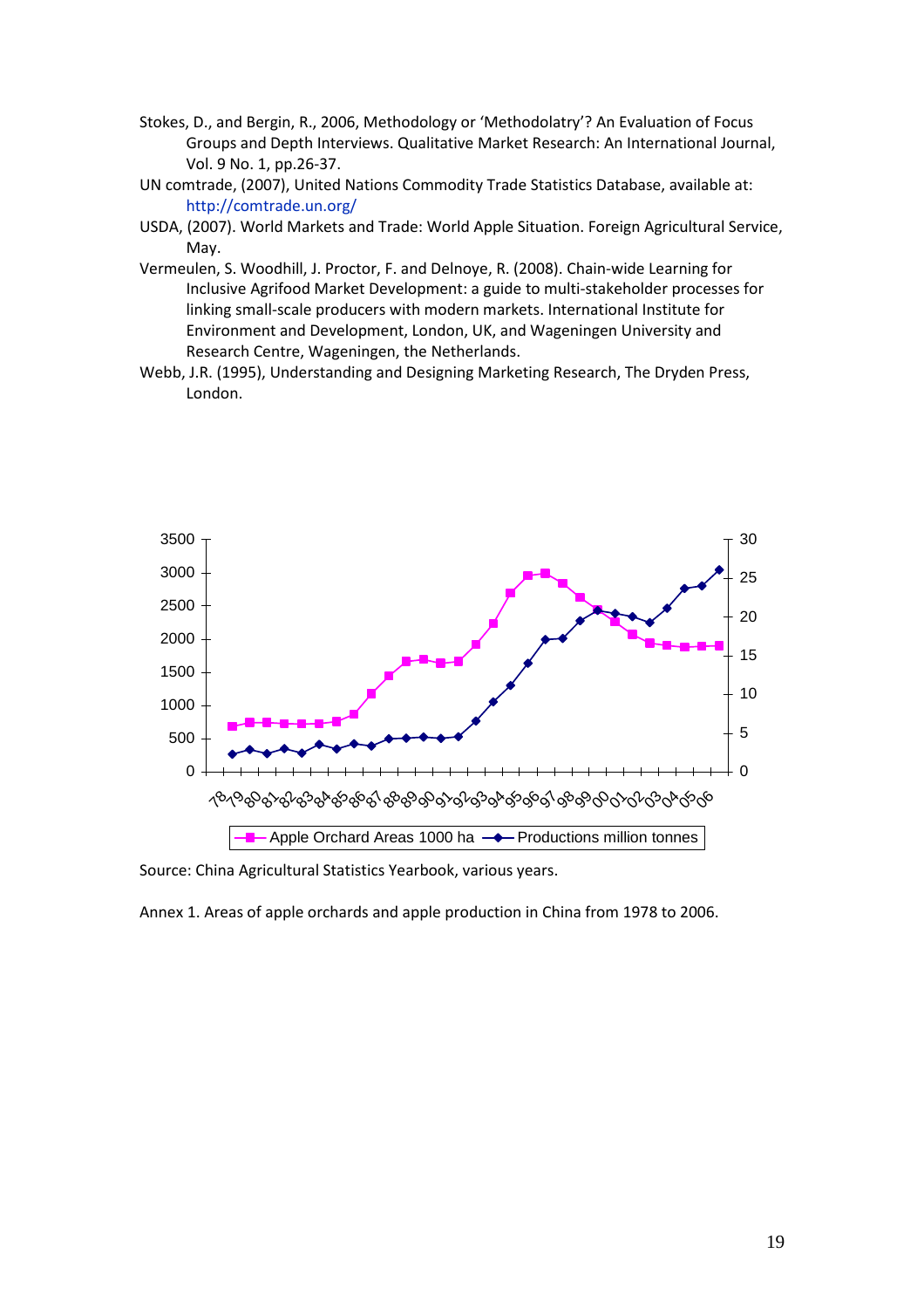Stokes, D., and Bergin, R., 2006, Methodology or 'Methodolatry'? An Evaluation of Focus Groups and Depth Interviews. Qualitative Market Research: An International Journal, Vol. 9 No. 1, pp.26-37.

UN comtrade, (2007), United Nations Commodity Trade Statistics Database, available at: http://comtrade.un.org/

USDA, (2007). World Markets and Trade: World Apple Situation. Foreign Agricultural Service, May.

Vermeulen, S. Woodhill, J. Proctor, F. and Delnoye, R. (2008). Chain-wide Learning for Inclusive Agrifood Market Development: a guide to multi-stakeholder processes for linking small-scale producers with modern markets. International Institute for Environment and Development, London, UK, and Wageningen University and Research Centre, Wageningen, the Netherlands.

Webb, J.R. (1995), Understanding and Designing Marketing Research, The Dryden Press, London.

Source: China Agricultural Statistics Yearbook, various years.

Annex 1. Areas of apple orchards and apple production in China from 1978 to 2006.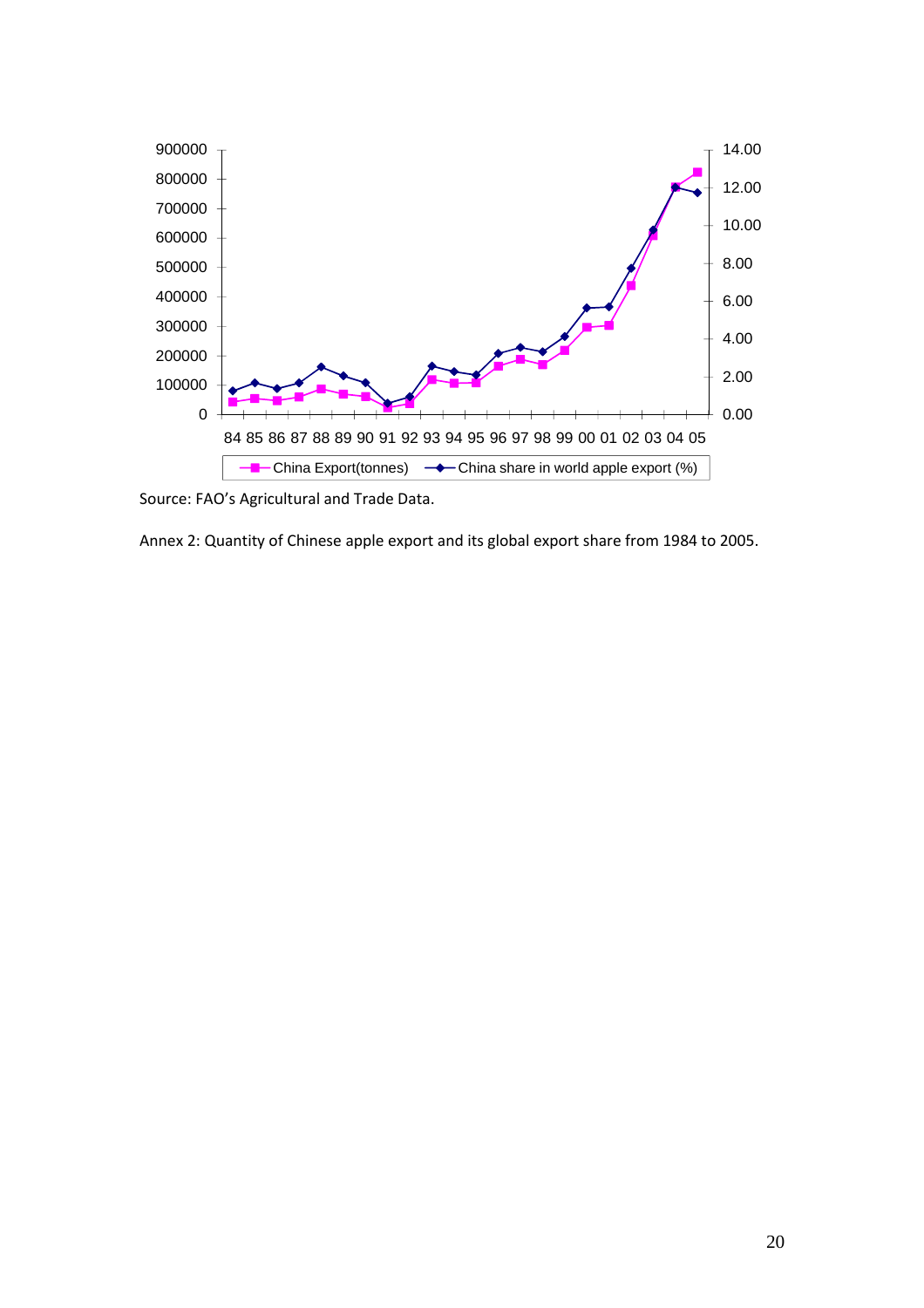900000
800000
700000
600000
500000
400000
300000
200000
100000
0

14.00
12.00
10.00
8.00
6.00
4.00
2.00
0.00

84 85 86 87 88 89 90 91 92 93 94 95 96 97 98 99 00 01 02 03 04 05

China Export(tonnes)
China share in world apple export (%)

Source: FAO's Agricultural and Trade Data.

Annex 2: Quantity of Chinese apple export and its global export share from 1984 to 2005.